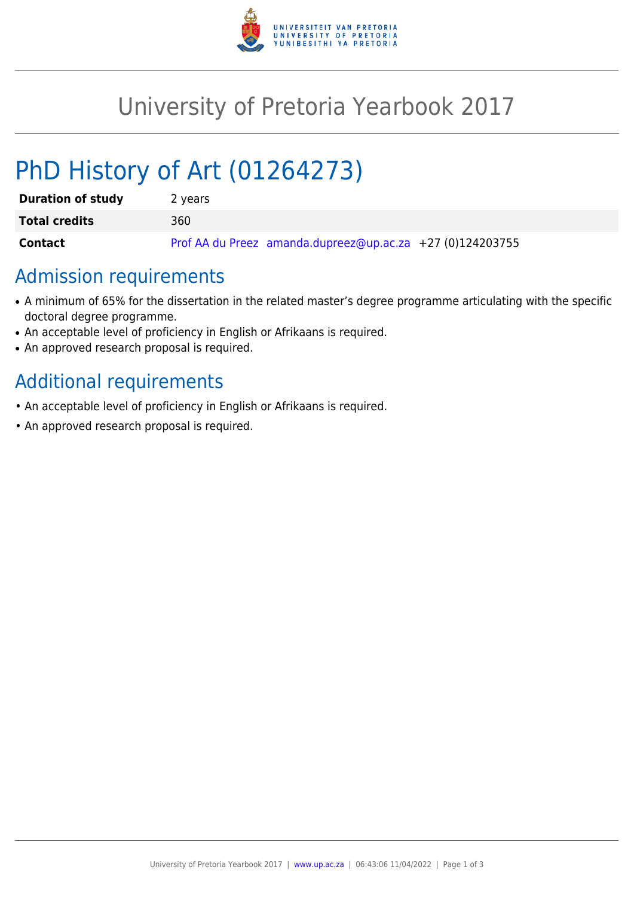# University of Pretoria Yearbook 2017

## PhD History of Art (01264273)

| | |
|---|---|
| **Duration of study** | 2 years |
| **Total credits** | 360 |
| **Contact** | Prof AA du Preez amanda.dupreez@up.ac.za +27 (0)124203755 |

## Admission requirements

- A minimum of 65% for the dissertation in the related master's degree programme articulating with the specific doctoral degree programme.
- An acceptable level of proficiency in English or Afrikaans is required.
- An approved research proposal is required.

## Additional requirements

- An acceptable level of proficiency in English or Afrikaans is required.
- An approved research proposal is required.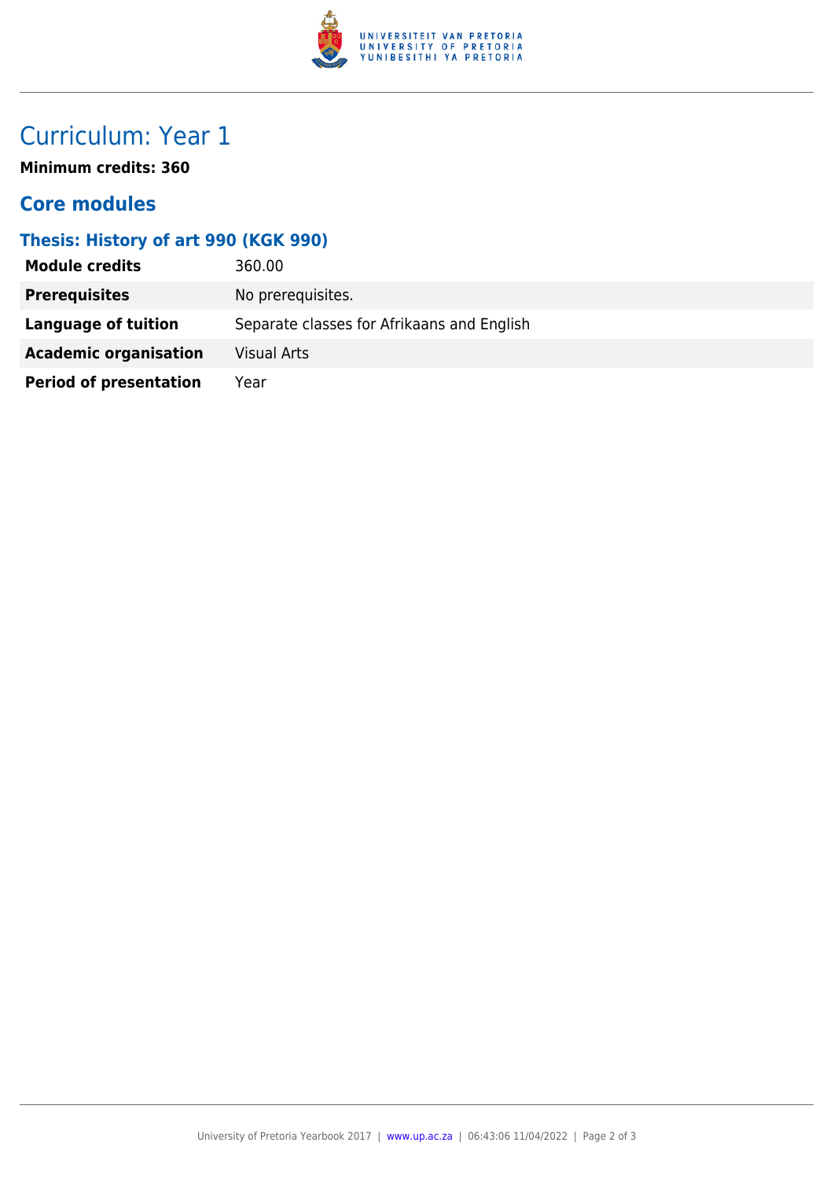# Curriculum: Year 1

**Minimum credits: 360**

## Core modules

### Thesis: History of art 990 (KGK 990)

| | |
|---|---|
| **Module credits** | 360.00 |
| **Prerequisites** | No prerequisites. |
| **Language of tuition** | Separate classes for Afrikaans and English |
| **Academic organisation** | Visual Arts |
| **Period of presentation** | Year |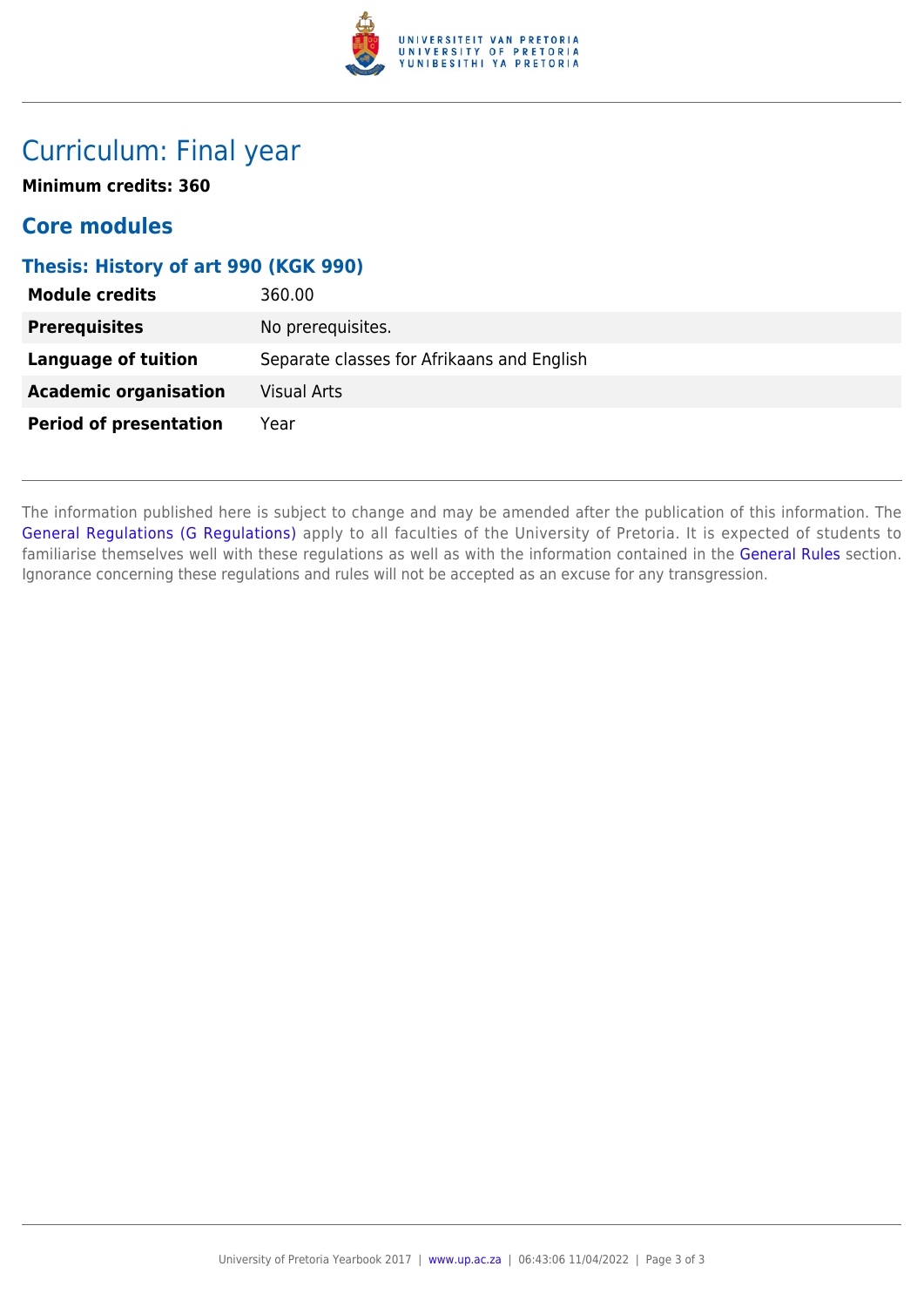# Curriculum: Final year

**Minimum credits: 360**

## Core modules

### Thesis: History of art 990 (KGK 990)

| | |
|---|---|
| **Module credits** | 360.00 |
| **Prerequisites** | No prerequisites. |
| **Language of tuition** | Separate classes for Afrikaans and English |
| **Academic organisation** | Visual Arts |
| **Period of presentation** | Year |

The information published here is subject to change and may be amended after the publication of this information. The General Regulations (G Regulations) apply to all faculties of the University of Pretoria. It is expected of students to familiarise themselves well with these regulations as well as with the information contained in the General Rules section. Ignorance concerning these regulations and rules will not be accepted as an excuse for any transgression.